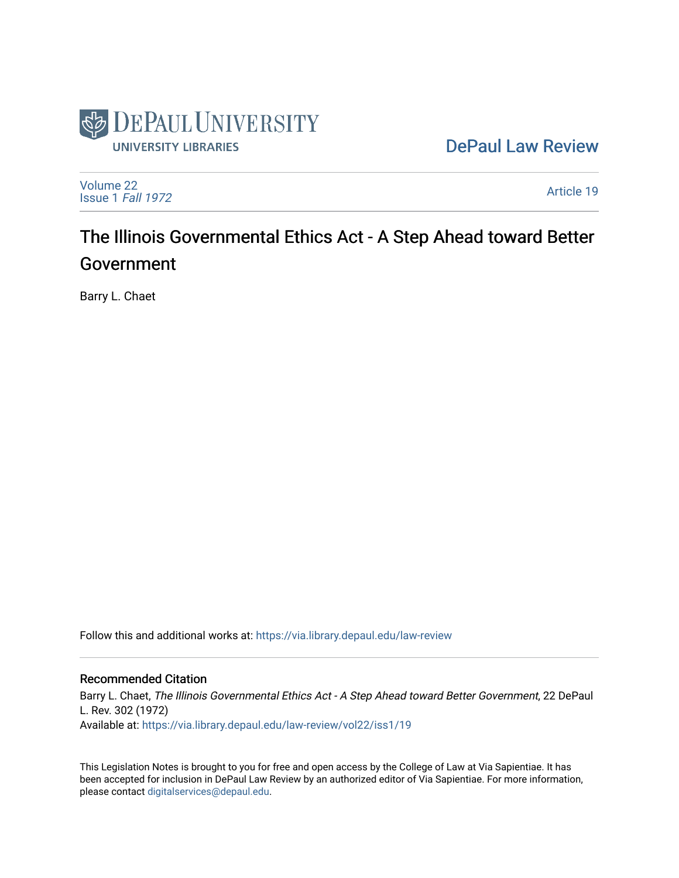DePaul University Libraries

DePaul Law Review

Volume 22
Issue 1 *Fall 1972*

Article 19

# The Illinois Governmental Ethics Act - A Step Ahead toward Better Government

Barry L. Chaet

Follow this and additional works at: https://via.library.depaul.edu/law-review

## Recommended Citation

Barry L. Chaet, *The Illinois Governmental Ethics Act - A Step Ahead toward Better Government*, 22 DePaul L. Rev. 302 (1972)
Available at: https://via.library.depaul.edu/law-review/vol22/iss1/19

This Legislation Notes is brought to you for free and open access by the College of Law at Via Sapientiae. It has been accepted for inclusion in DePaul Law Review by an authorized editor of Via Sapientiae. For more information, please contact digitalservices@depaul.edu.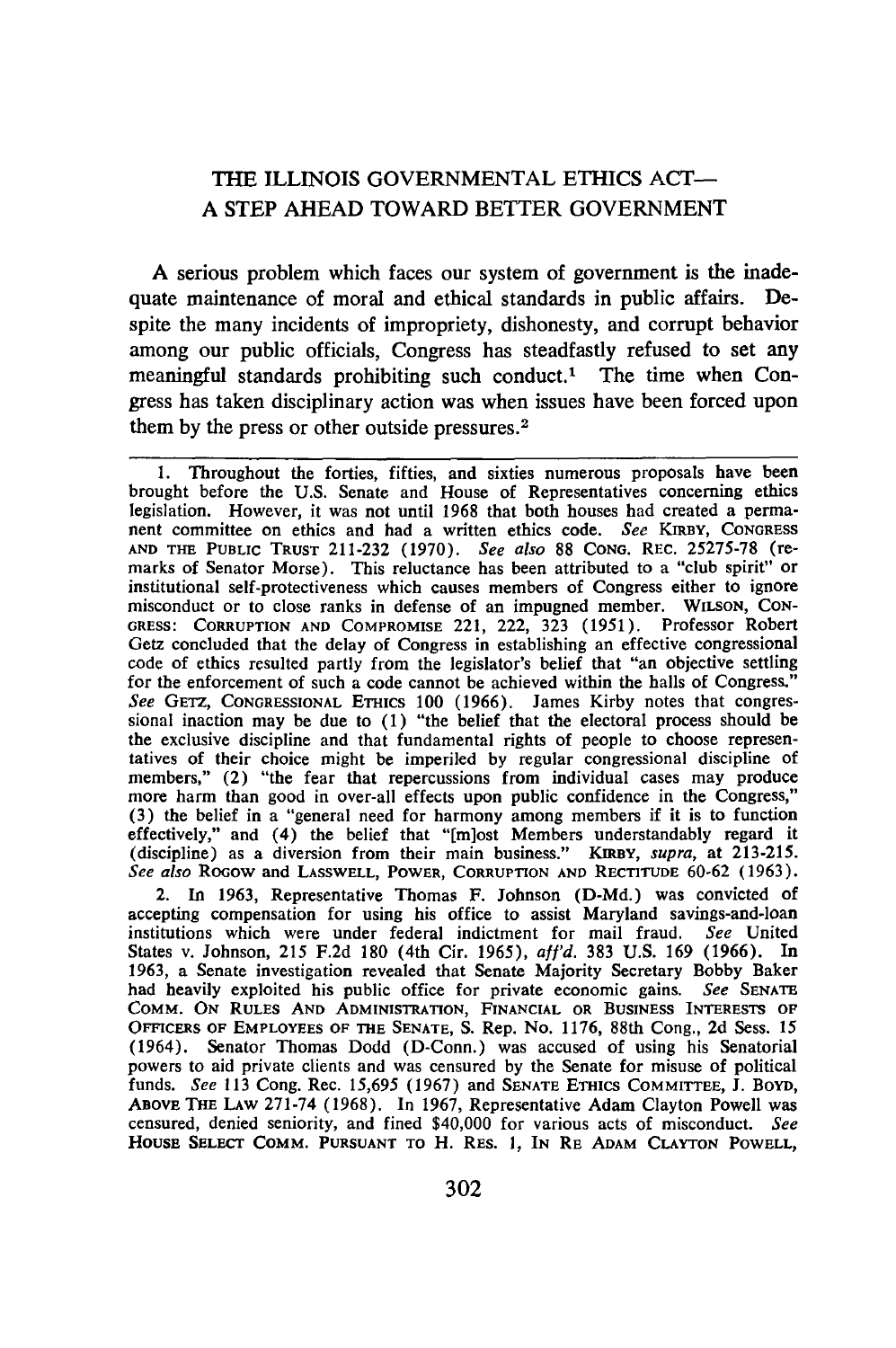# THE ILLINOIS GOVERNMENTAL ETHICS ACT— A STEP AHEAD TOWARD BETTER GOVERNMENT

A serious problem which faces our system of government is the inadequate maintenance of moral and ethical standards in public affairs. Despite the many incidents of impropriety, dishonesty, and corrupt behavior among our public officials, Congress has steadfastly refused to set any meaningful standards prohibiting such conduct.[1] The time when Congress has taken disciplinary action was when issues have been forced upon them by the press or other outside pressures.[2]

---

1. Throughout the forties, fifties, and sixties numerous proposals have been brought before the U.S. Senate and House of Representatives concerning ethics legislation. However, it was not until 1968 that both houses had created a permanent committee on ethics and had a written ethics code. *See* KIRBY, CONGRESS AND THE PUBLIC TRUST 211-232 (1970). *See also* 88 CONG. REC. 25275-78 (remarks of Senator Morse). This reluctance has been attributed to a "club spirit" or institutional self-protectiveness which causes members of Congress either to ignore misconduct or to close ranks in defense of an impugned member. WILSON, CONGRESS: CORRUPTION AND COMPROMISE 221, 222, 323 (1951). Professor Robert Getz concluded that the delay of Congress in establishing an effective congressional code of ethics resulted partly from the legislator's belief that "an objective settling for the enforcement of such a code cannot be achieved within the halls of Congress." *See* GETZ, CONGRESSIONAL ETHICS 100 (1966). James Kirby notes that congressional inaction may be due to (1) "the belief that the electoral process should be the exclusive discipline and that fundamental rights of people to choose representatives of their choice might be imperiled by regular congressional discipline of members," (2) "the fear that repercussions from individual cases may produce more harm than good in over-all effects upon public confidence in the Congress," (3) the belief in a "general need for harmony among members if it is to function effectively," and (4) the belief that "[m]ost Members understandably regard it (discipline) as a diversion from their main business." KIRBY, *supra*, at 213-215. *See also* ROGOW and LASSWELL, POWER, CORRUPTION AND RECTITUDE 60-62 (1963).

2. In 1963, Representative Thomas F. Johnson (D-Md.) was convicted of accepting compensation for using his office to assist Maryland savings-and-loan institutions which were under federal indictment for mail fraud. *See* United States v. Johnson, 215 F.2d 180 (4th Cir. 1965), *aff'd.* 383 U.S. 169 (1966). In 1963, a Senate investigation revealed that Senate Majority Secretary Bobby Baker had heavily exploited his public office for private economic gains. *See* SENATE COMM. ON RULES AND ADMINISTRATION, FINANCIAL OR BUSINESS INTERESTS OF OFFICERS OF EMPLOYEES OF THE SENATE, S. Rep. No. 1176, 88th Cong., 2d Sess. 15 (1964). Senator Thomas Dodd (D-Conn.) was accused of using his Senatorial powers to aid private clients and was censured by the Senate for misuse of political funds. *See* 113 Cong. Rec. 15,695 (1967) and SENATE ETHICS COMMITTEE, J. BOYD, ABOVE THE LAW 271-74 (1968). In 1967, Representative Adam Clayton Powell was censured, denied seniority, and fined $40,000 for various acts of misconduct. *See* HOUSE SELECT COMM. PURSUANT TO H. RES. 1, IN RE ADAM CLAYTON POWELL,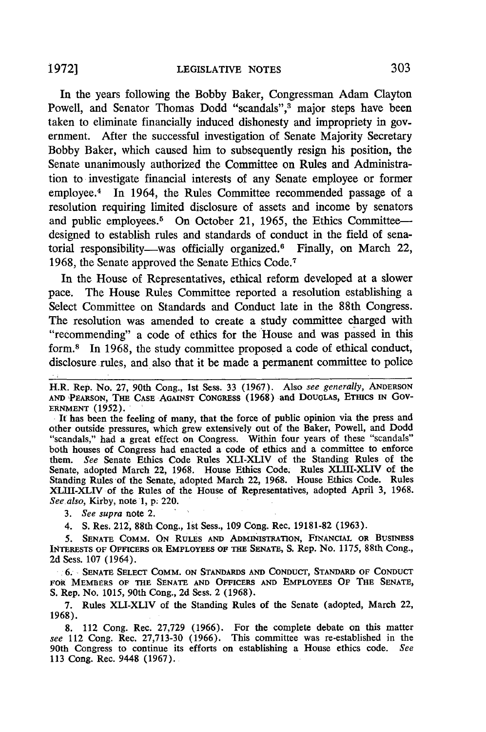In the years following the Bobby Baker, Congressman Adam Clayton Powell, and Senator Thomas Dodd "scandals",[3] major steps have been taken to eliminate financially induced dishonesty and impropriety in government. After the successful investigation of Senate Majority Secretary Bobby Baker, which caused him to subsequently resign his position, the Senate unanimously authorized the Committee on Rules and Administration to investigate financial interests of any Senate employee or former employee.[4] In 1964, the Rules Committee recommended passage of a resolution requiring limited disclosure of assets and income by senators and public employees.[5] On October 21, 1965, the Ethics Committee—designed to establish rules and standards of conduct in the field of senatorial responsibility—was officially organized.[6] Finally, on March 22, 1968, the Senate approved the Senate Ethics Code.[7]

In the House of Representatives, ethical reform developed at a slower pace. The House Rules Committee reported a resolution establishing a Select Committee on Standards and Conduct late in the 88th Congress. The resolution was amended to create a study committee charged with "recommending" a code of ethics for the House and was passed in this form.[8] In 1968, the study committee proposed a code of ethical conduct, disclosure rules, and also that it be made a permanent committee to police

---

H.R. Rep. No. 27, 90th Cong., 1st Sess. 33 (1967). Also *see generally*, Anderson and Pearson, The Case Against Congress (1968) and Douglas, Ethics in Government (1952).

It has been the feeling of many, that the force of public opinion via the press and other outside pressures, which grew extensively out of the Baker, Powell, and Dodd "scandals," had a great effect on Congress. Within four years of these "scandals" both houses of Congress had enacted a code of ethics and a committee to enforce them. *See* Senate Ethics Code Rules XLI-XLIV of the Standing Rules of the Senate, adopted March 22, 1968. House Ethics Code. Rules XLIII-XLIV of the Standing Rules of the Senate, adopted March 22, 1968. House Ethics Code. Rules XLIII-XLIV of the Rules of the House of Representatives, adopted April 3, 1968. *See also*, Kirby, note 1, p. 220.

3. *See supra* note 2.

4. S. Res. 212, 88th Cong., 1st Sess., 109 Cong. Rec. 19181-82 (1963).

5. Senate Comm. On Rules and Administration, Financial or Business Interests of Officers or Employees of the Senate, S. Rep. No. 1175, 88th Cong., 2d Sess. 107 (1964).

6. Senate Select Comm. on Standards and Conduct, Standard of Conduct for Members of the Senate and Officers and Employees Of The Senate, S. Rep. No. 1015, 90th Cong., 2d Sess. 2 (1968).

7. Rules XLI-XLIV of the Standing Rules of the Senate (adopted, March 22, 1968).

8. 112 Cong. Rec. 27,729 (1966). For the complete debate on this matter *see* 112 Cong. Rec. 27,713-30 (1966). This committee was re-established in the 90th Congress to continue its efforts on establishing a House ethics code. *See* 113 Cong. Rec. 9448 (1967).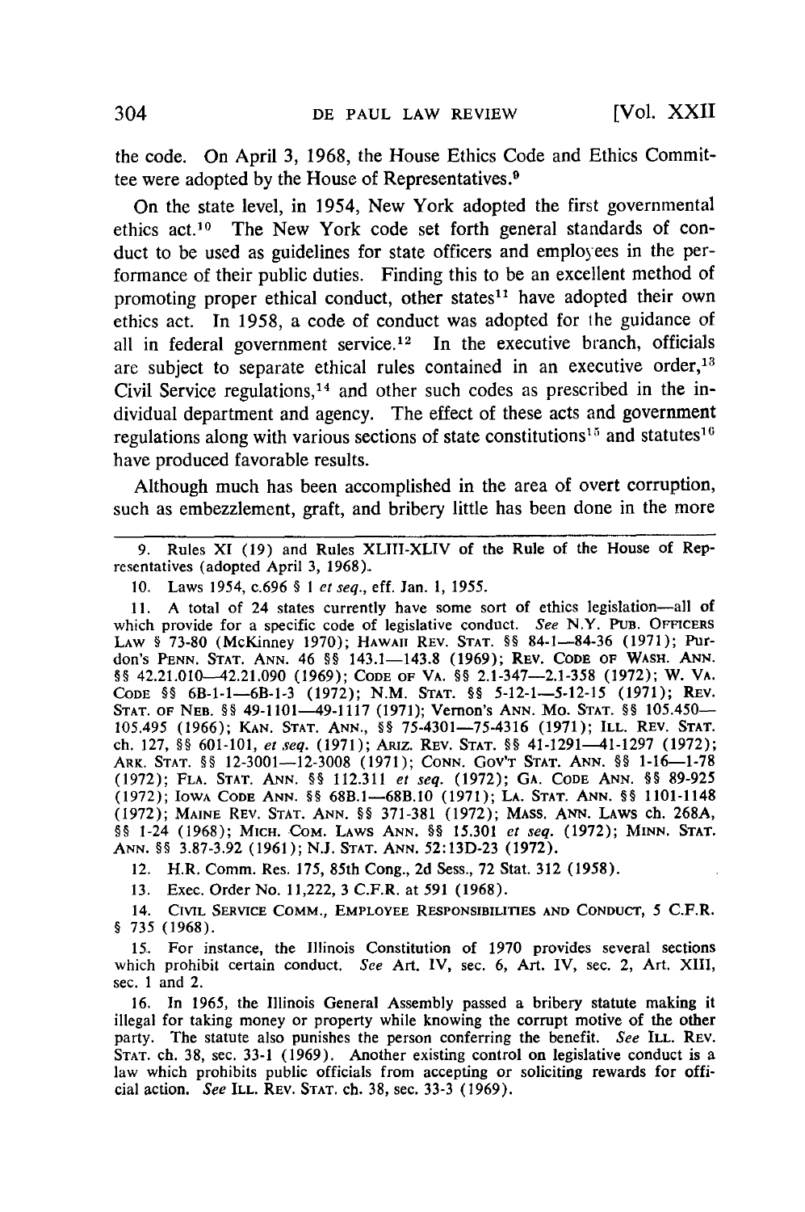the code. On April 3, 1968, the House Ethics Code and Ethics Committee were adopted by the House of Representatives.[9]

On the state level, in 1954, New York adopted the first governmental ethics act.[10] The New York code set forth general standards of conduct to be used as guidelines for state officers and employees in the performance of their public duties. Finding this to be an excellent method of promoting proper ethical conduct, other states[11] have adopted their own ethics act. In 1958, a code of conduct was adopted for the guidance of all in federal government service.[12] In the executive branch, officials are subject to separate ethical rules contained in an executive order,[13] Civil Service regulations,[14] and other such codes as prescribed in the individual department and agency. The effect of these acts and government regulations along with various sections of state constitutions[15] and statutes[16] have produced favorable results.

Although much has been accomplished in the area of overt corruption, such as embezzlement, graft, and bribery little has been done in the more

---

9. Rules XI (19) and Rules XLIII-XLIV of the Rule of the House of Representatives (adopted April 3, 1968).

10. Laws 1954, c.696 § 1 *et seq.*, eff. Jan. 1, 1955.

11. A total of 24 states currently have some sort of ethics legislation—all of which provide for a specific code of legislative conduct. *See* N.Y. PUB. OFFICERS LAW § 73-80 (McKinney 1970); HAWAII REV. STAT. §§ 84-1—84-36 (1971); Purdon's PENN. STAT. ANN. 46 §§ 143.1—143.8 (1969); REV. CODE OF WASH. ANN. §§ 42.21.010—42.21.090 (1969); CODE OF VA. §§ 2.1-347—2.1-358 (1972); W. VA. CODE §§ 6B-1-1—6B-1-3 (1972); N.M. STAT. §§ 5-12-1—5-12-15 (1971); REV. STAT. OF NEB. §§ 49-1101—49-1117 (1971); Vernon's ANN. MO. STAT. §§ 105.450—105.495 (1966); KAN. STAT. ANN., §§ 75-4301—75-4316 (1971); ILL. REV. STAT. ch. 127, §§ 601-101, *et seq.* (1971); ARIZ. REV. STAT. §§ 41-1291—41-1297 (1972); ARK. STAT. §§ 12-3001—12-3008 (1971); CONN. GOV'T STAT. ANN. §§ 1-16—1-78 (1972); FLA. STAT. ANN. §§ 112.311 *et seq.* (1972); GA. CODE ANN. §§ 89-925 (1972); IOWA CODE ANN. §§ 68B.1—68B.10 (1971); LA. STAT. ANN. §§ 1101-1148 (1972); MAINE REV. STAT. ANN. §§ 371-381 (1972); MASS. ANN. LAWS ch. 268A, §§ 1-24 (1968); MICH. COM. LAWS ANN. §§ 15.301 *et seq.* (1972); MINN. STAT. ANN. §§ 3.87-3.92 (1961); N.J. STAT. ANN. 52:13D-23 (1972).

12. H.R. Comm. Res. 175, 85th Cong., 2d Sess., 72 Stat. 312 (1958).

13. Exec. Order No. 11,222, 3 C.F.R. at 591 (1968).

14. CIVIL SERVICE COMM., EMPLOYEE RESPONSIBILITIES AND CONDUCT, 5 C.F.R. § 735 (1968).

15. For instance, the Illinois Constitution of 1970 provides several sections which prohibit certain conduct. *See* Art. IV, sec. 6, Art. IV, sec. 2, Art. XIII, sec. 1 and 2.

16. In 1965, the Illinois General Assembly passed a bribery statute making it illegal for taking money or property while knowing the corrupt motive of the other party. The statute also punishes the person conferring the benefit. *See* ILL. REV. STAT. ch. 38, sec. 33-1 (1969). Another existing control on legislative conduct is a law which prohibits public officials from accepting or soliciting rewards for official action. *See* ILL. REV. STAT. ch. 38, sec. 33-3 (1969).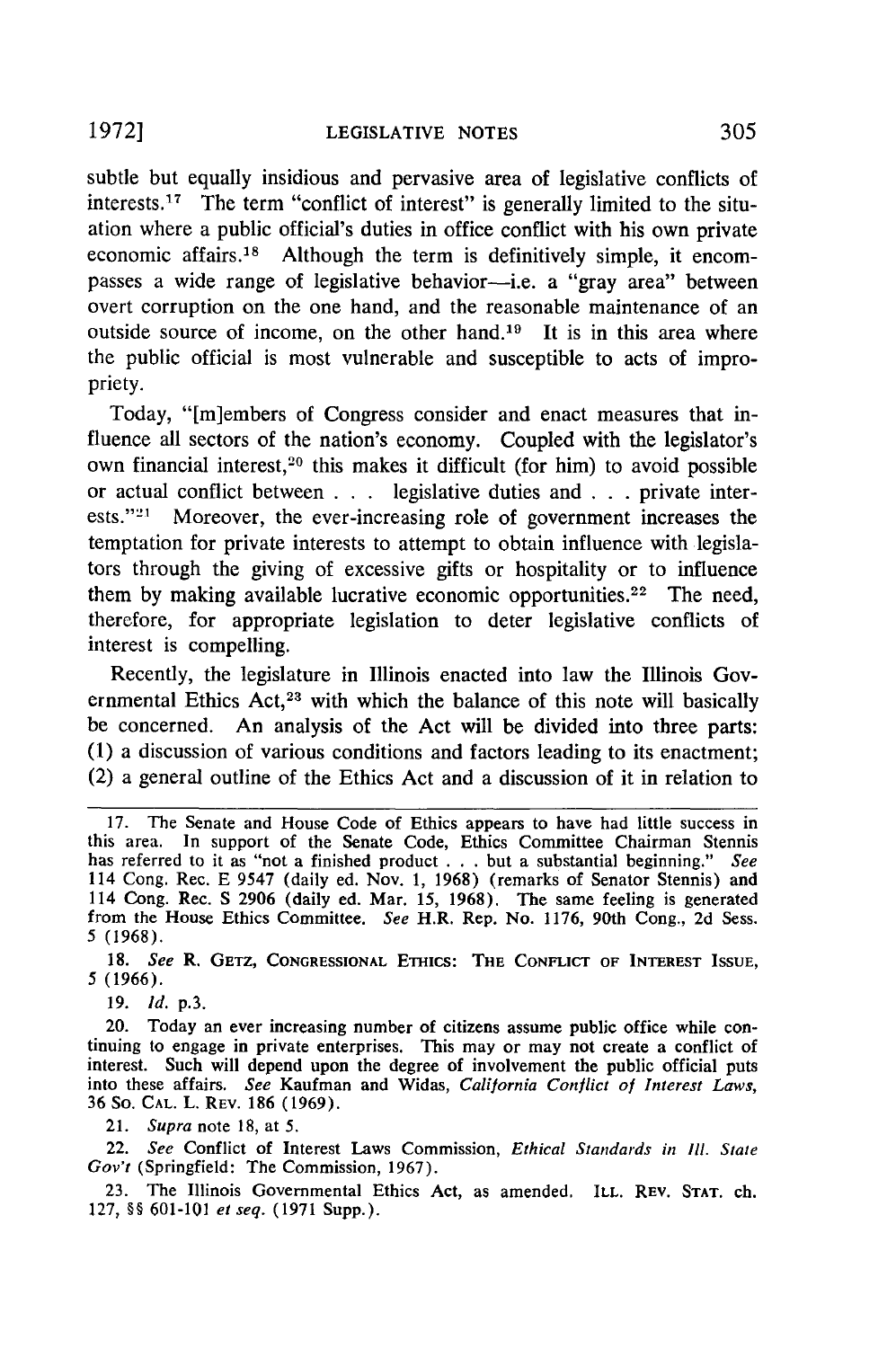subtle but equally insidious and pervasive area of legislative conflicts of interests.[17] The term "conflict of interest" is generally limited to the situation where a public official's duties in office conflict with his own private economic affairs.[18] Although the term is definitively simple, it encompasses a wide range of legislative behavior—i.e. a "gray area" between overt corruption on the one hand, and the reasonable maintenance of an outside source of income, on the other hand.[19] It is in this area where the public official is most vulnerable and susceptible to acts of impropriety.

Today, "[m]embers of Congress consider and enact measures that influence all sectors of the nation's economy. Coupled with the legislator's own financial interest,[20] this makes it difficult (for him) to avoid possible or actual conflict between . . . legislative duties and . . . private interests."[21] Moreover, the ever-increasing role of government increases the temptation for private interests to attempt to obtain influence with legislators through the giving of excessive gifts or hospitality or to influence them by making available lucrative economic opportunities.[22] The need, therefore, for appropriate legislation to deter legislative conflicts of interest is compelling.

Recently, the legislature in Illinois enacted into law the Illinois Governmental Ethics Act,[23] with which the balance of this note will basically be concerned. An analysis of the Act will be divided into three parts: (1) a discussion of various conditions and factors leading to its enactment; (2) a general outline of the Ethics Act and a discussion of it in relation to

---

17. The Senate and House Code of Ethics appears to have had little success in this area. In support of the Senate Code, Ethics Committee Chairman Stennis has referred to it as "not a finished product . . . but a substantial beginning." *See* 114 Cong. Rec. E 9547 (daily ed. Nov. 1, 1968) (remarks of Senator Stennis) and 114 Cong. Rec. S 2906 (daily ed. Mar. 15, 1968). The same feeling is generated from the House Ethics Committee. *See* H.R. Rep. No. 1176, 90th Cong., 2d Sess. 5 (1968).

18. *See* R. GETZ, CONGRESSIONAL ETHICS: THE CONFLICT OF INTEREST ISSUE, 5 (1966).

19. *Id.* p.3.

20. Today an ever increasing number of citizens assume public office while continuing to engage in private enterprises. This may or may not create a conflict of interest. Such will depend upon the degree of involvement the public official puts into these affairs. *See* Kaufman and Widas, *California Conflict of Interest Laws*, 36 SO. CAL. L. REV. 186 (1969).

21. *Supra* note 18, at 5.

22. *See* Conflict of Interest Laws Commission, *Ethical Standards in Ill. State Gov't* (Springfield: The Commission, 1967).

23. The Illinois Governmental Ethics Act, as amended. ILL. REV. STAT. ch. 127, §§ 601-101 *et seq.* (1971 Supp.).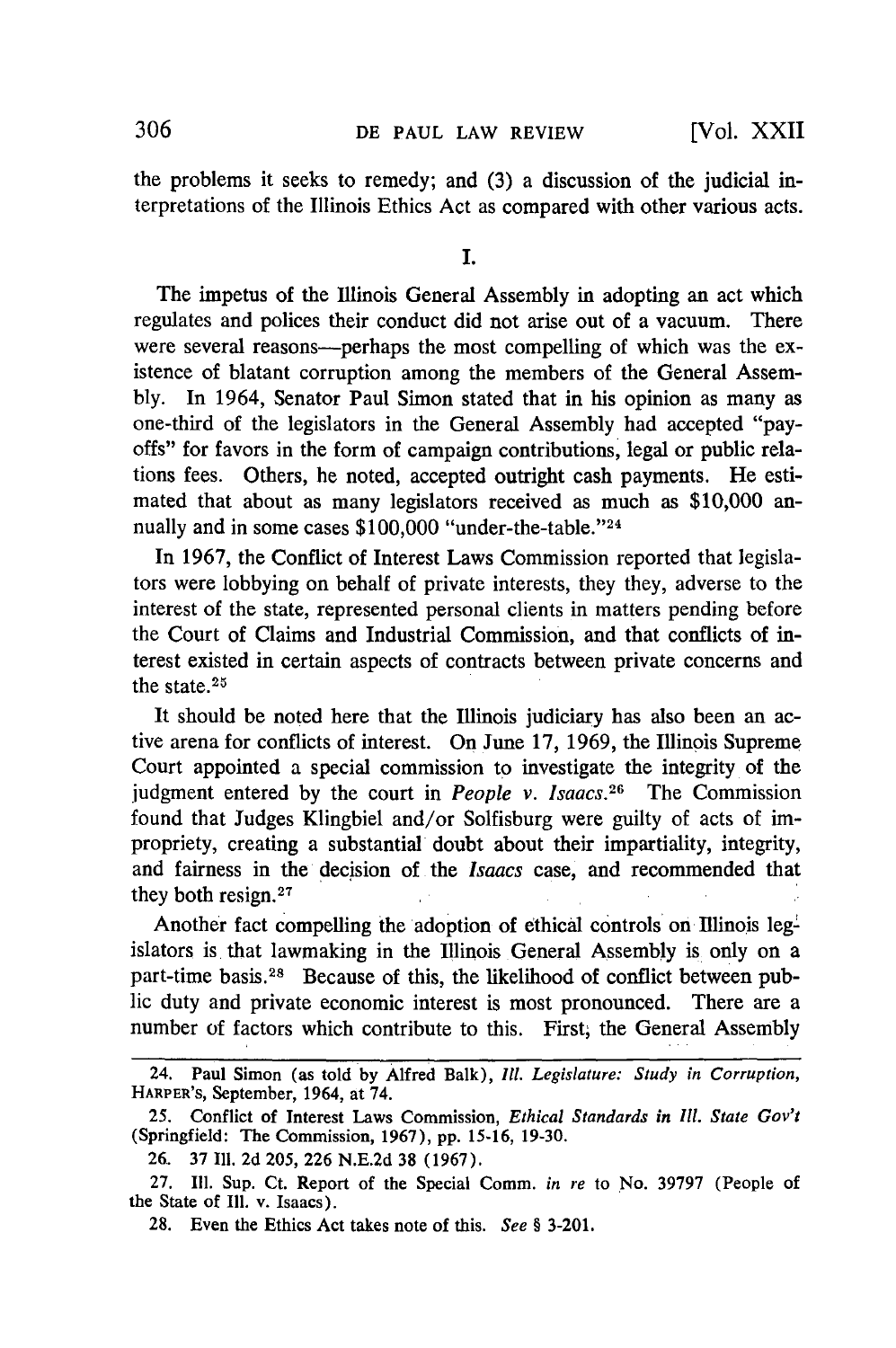the problems it seeks to remedy; and (3) a discussion of the judicial interpretations of the Illinois Ethics Act as compared with other various acts.

## I.

The impetus of the Illinois General Assembly in adopting an act which regulates and polices their conduct did not arise out of a vacuum. There were several reasons—perhaps the most compelling of which was the existence of blatant corruption among the members of the General Assembly. In 1964, Senator Paul Simon stated that in his opinion as many as one-third of the legislators in the General Assembly had accepted "payoffs" for favors in the form of campaign contributions, legal or public relations fees. Others, he noted, accepted outright cash payments. He estimated that about as many legislators received as much as $10,000 annually and in some cases $100,000 "under-the-table."[24]

In 1967, the Conflict of Interest Laws Commission reported that legislators were lobbying on behalf of private interests, they they, adverse to the interest of the state, represented personal clients in matters pending before the Court of Claims and Industrial Commission, and that conflicts of interest existed in certain aspects of contracts between private concerns and the state.[25]

It should be noted here that the Illinois judiciary has also been an active arena for conflicts of interest. On June 17, 1969, the Illinois Supreme Court appointed a special commission to investigate the integrity of the judgment entered by the court in *People v. Isaacs*.[26] The Commission found that Judges Klingbiel and/or Solfisburg were guilty of acts of impropriety, creating a substantial doubt about their impartiality, integrity, and fairness in the decision of the *Isaacs* case, and recommended that they both resign.[27]

Another fact compelling the adoption of ethical controls on Illinois legislators is that lawmaking in the Illinois General Assembly is only on a part-time basis.[28] Because of this, the likelihood of conflict between public duty and private economic interest is most pronounced. There are a number of factors which contribute to this. First, the General Assembly

---

24. Paul Simon (as told by Alfred Balk), *Ill. Legislature: Study in Corruption*, HARPER'S, September, 1964, at 74.

25. Conflict of Interest Laws Commission, *Ethical Standards in Ill. State Gov't* (Springfield: The Commission, 1967), pp. 15-16, 19-30.

26. 37 Ill. 2d 205, 226 N.E.2d 38 (1967).

27. Ill. Sup. Ct. Report of the Special Comm. *in re* to No. 39797 (People of the State of Ill. v. Isaacs).

28. Even the Ethics Act takes note of this. *See* § 3-201.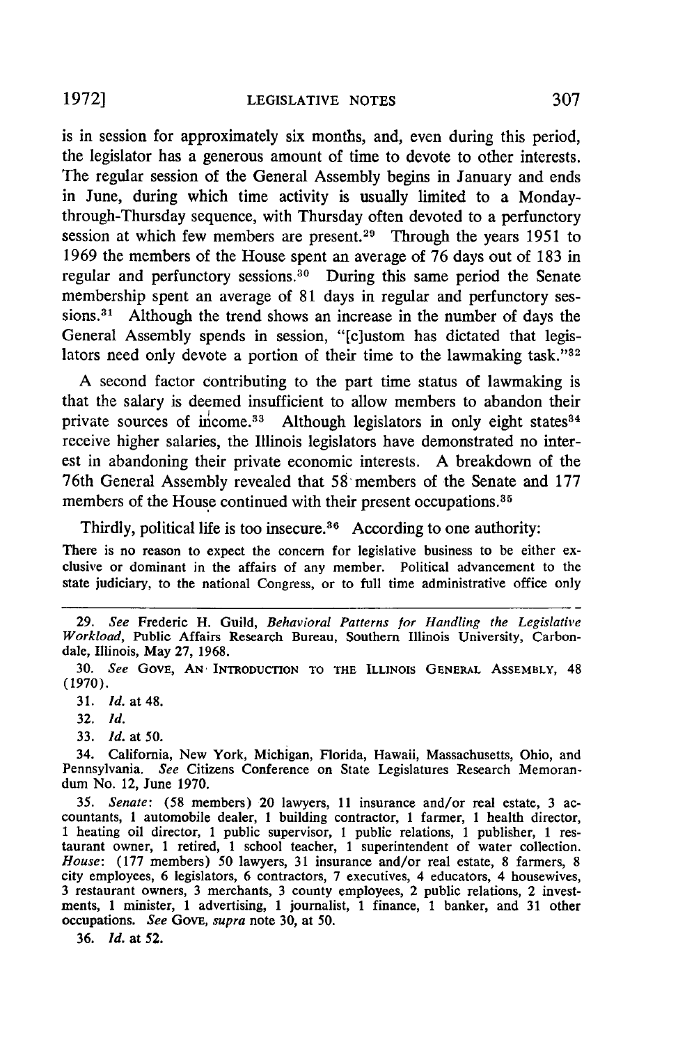is in session for approximately six months, and, even during this period, the legislator has a generous amount of time to devote to other interests. The regular session of the General Assembly begins in January and ends in June, during which time activity is usually limited to a Monday-through-Thursday sequence, with Thursday often devoted to a perfunctory session at which few members are present.[29] Through the years 1951 to 1969 the members of the House spent an average of 76 days out of 183 in regular and perfunctory sessions.[30] During this same period the Senate membership spent an average of 81 days in regular and perfunctory sessions.[31] Although the trend shows an increase in the number of days the General Assembly spends in session, "[c]ustom has dictated that legislators need only devote a portion of their time to the lawmaking task."[32]

A second factor contributing to the part time status of lawmaking is that the salary is deemed insufficient to allow members to abandon their private sources of income.[33] Although legislators in only eight states[34] receive higher salaries, the Illinois legislators have demonstrated no interest in abandoning their private economic interests. A breakdown of the 76th General Assembly revealed that 58 members of the Senate and 177 members of the House continued with their present occupations.[35]

Thirdly, political life is too insecure.[36] According to one authority:

> There is no reason to expect the concern for legislative business to be either exclusive or dominant in the affairs of any member. Political advancement to the state judiciary, to the national Congress, or to full time administrative office only

---

29. *See* Frederic H. Guild, *Behavioral Patterns for Handling the Legislative Workload*, Public Affairs Research Bureau, Southern Illinois University, Carbondale, Illinois, May 27, 1968.

30. *See* GOVE, AN INTRODUCTION TO THE ILLINOIS GENERAL ASSEMBLY, 48 (1970).

31. *Id.* at 48.

32. *Id.*

33. *Id.* at 50.

34. California, New York, Michigan, Florida, Hawaii, Massachusetts, Ohio, and Pennsylvania. *See* Citizens Conference on State Legislatures Research Memorandum No. 12, June 1970.

35. *Senate*: (58 members) 20 lawyers, 11 insurance and/or real estate, 3 accountants, 1 automobile dealer, 1 building contractor, 1 farmer, 1 health director, 1 heating oil director, 1 public supervisor, 1 public relations, 1 publisher, 1 restaurant owner, 1 retired, 1 school teacher, 1 superintendent of water collection. *House*: (177 members) 50 lawyers, 31 insurance and/or real estate, 8 farmers, 8 city employees, 6 legislators, 6 contractors, 7 executives, 4 educators, 4 housewives, 3 restaurant owners, 3 merchants, 3 county employees, 2 public relations, 2 investments, 1 minister, 1 advertising, 1 journalist, 1 finance, 1 banker, and 31 other occupations. *See* GOVE, *supra* note 30, at 50.

36. *Id.* at 52.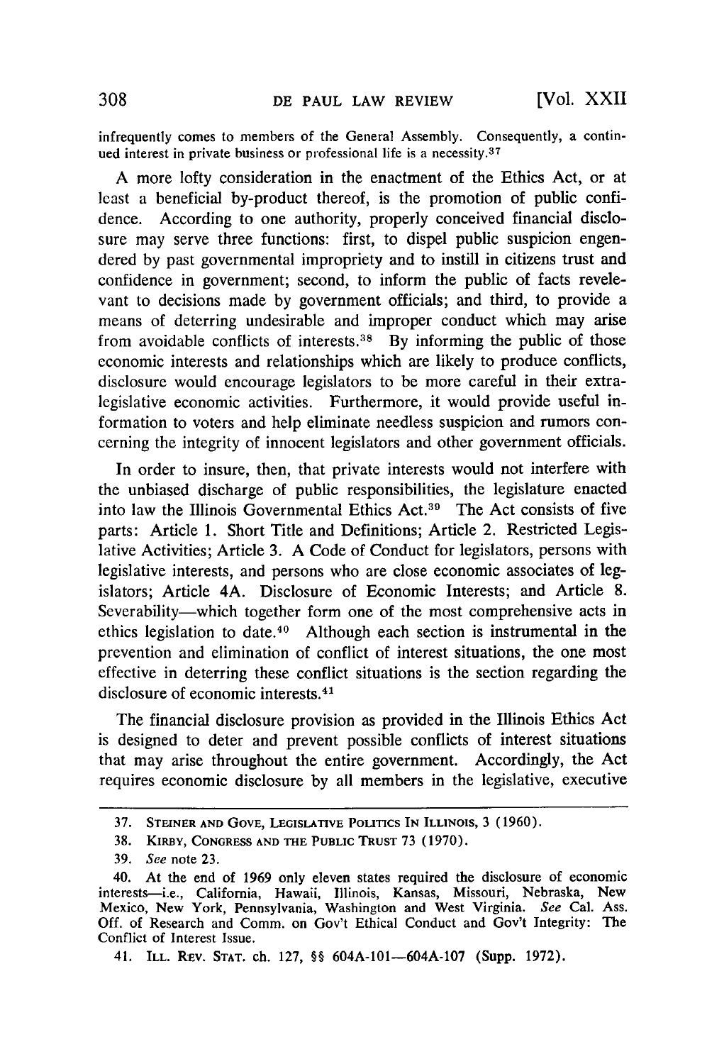infrequently comes to members of the General Assembly. Consequently, a continued interest in private business or professional life is a necessity.[37]

A more lofty consideration in the enactment of the Ethics Act, or at least a beneficial by-product thereof, is the promotion of public confidence. According to one authority, properly conceived financial disclosure may serve three functions: first, to dispel public suspicion engendered by past governmental impropriety and to instill in citizens trust and confidence in government; second, to inform the public of facts revelevant to decisions made by government officials; and third, to provide a means of deterring undesirable and improper conduct which may arise from avoidable conflicts of interests.[38] By informing the public of those economic interests and relationships which are likely to produce conflicts, disclosure would encourage legislators to be more careful in their extra-legislative economic activities. Furthermore, it would provide useful information to voters and help eliminate needless suspicion and rumors concerning the integrity of innocent legislators and other government officials.

In order to insure, then, that private interests would not interfere with the unbiased discharge of public responsibilities, the legislature enacted into law the Illinois Governmental Ethics Act.[39] The Act consists of five parts: Article 1. Short Title and Definitions; Article 2. Restricted Legislative Activities; Article 3. A Code of Conduct for legislators, persons with legislative interests, and persons who are close economic associates of legislators; Article 4A. Disclosure of Economic Interests; and Article 8. Severability—which together form one of the most comprehensive acts in ethics legislation to date.[40] Although each section is instrumental in the prevention and elimination of conflict of interest situations, the one most effective in deterring these conflict situations is the section regarding the disclosure of economic interests.[41]

The financial disclosure provision as provided in the Illinois Ethics Act is designed to deter and prevent possible conflicts of interest situations that may arise throughout the entire government. Accordingly, the Act requires economic disclosure by all members in the legislative, executive

---

37. STEINER AND GOVE, LEGISLATIVE POLITICS IN ILLINOIS, 3 (1960).

38. KIRBY, CONGRESS AND THE PUBLIC TRUST 73 (1970).

39. *See* note 23.

40. At the end of 1969 only eleven states required the disclosure of economic interests—i.e., California, Hawaii, Illinois, Kansas, Missouri, Nebraska, New Mexico, New York, Pennsylvania, Washington and West Virginia. *See* Cal. Ass. Off. of Research and Comm. on Gov't Ethical Conduct and Gov't Integrity: The Conflict of Interest Issue.

41. ILL. REV. STAT. ch. 127, §§ 604A-101—604A-107 (Supp. 1972).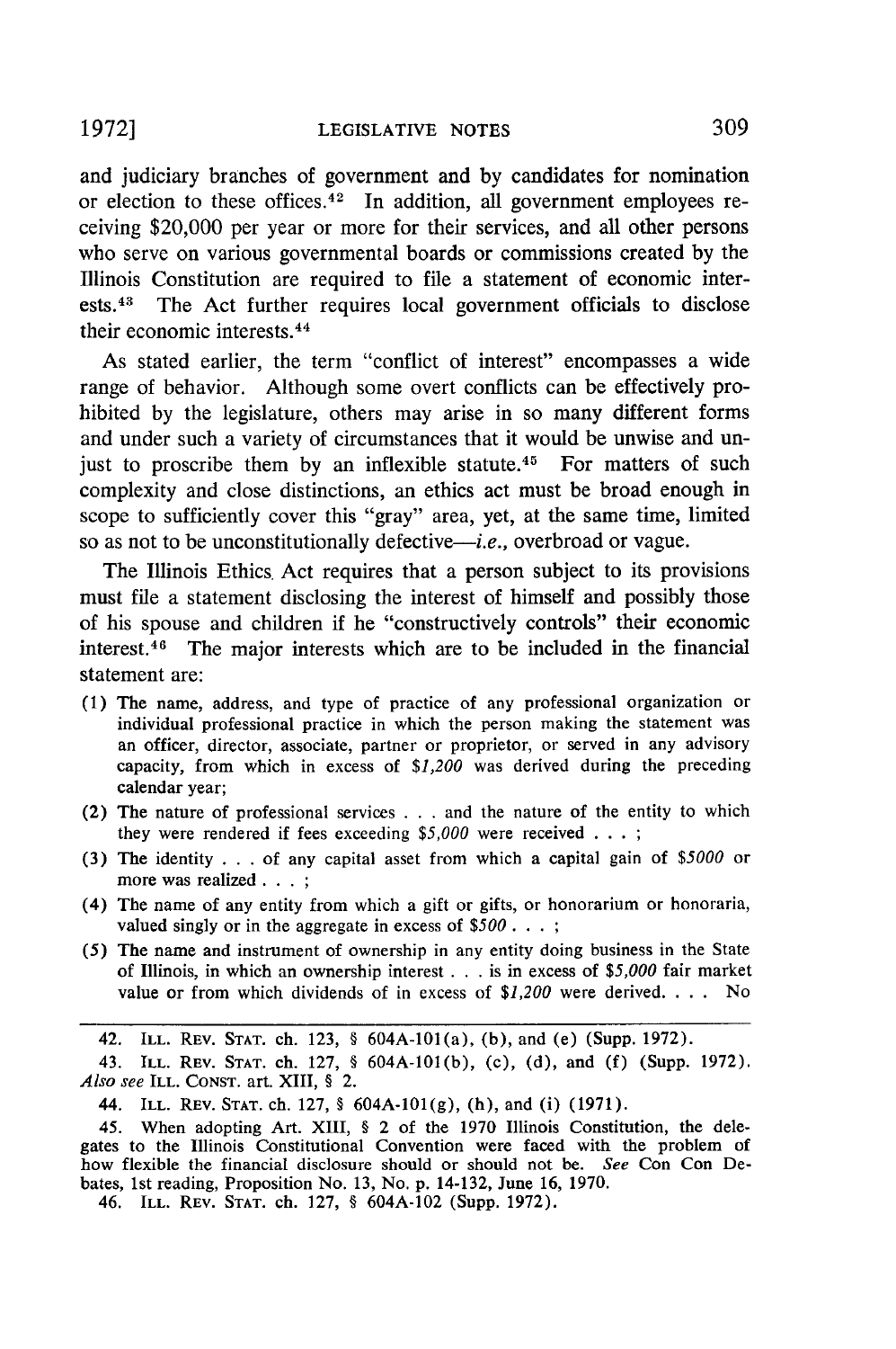and judiciary branches of government and by candidates for nomination or election to these offices.[42] In addition, all government employees receiving $20,000 per year or more for their services, and all other persons who serve on various governmental boards or commissions created by the Illinois Constitution are required to file a statement of economic interests.[43] The Act further requires local government officials to disclose their economic interests.[44]

As stated earlier, the term "conflict of interest" encompasses a wide range of behavior. Although some overt conflicts can be effectively prohibited by the legislature, others may arise in so many different forms and under such a variety of circumstances that it would be unwise and unjust to proscribe them by an inflexible statute.[45] For matters of such complexity and close distinctions, an ethics act must be broad enough in scope to sufficiently cover this "gray" area, yet, at the same time, limited so as not to be unconstitutionally defective—*i.e.*, overbroad or vague.

The Illinois Ethics Act requires that a person subject to its provisions must file a statement disclosing the interest of himself and possibly those of his spouse and children if he "constructively controls" their economic interest.[46] The major interests which are to be included in the financial statement are:

(1) The name, address, and type of practice of any professional organization or individual professional practice in which the person making the statement was an officer, director, associate, partner or proprietor, or served in any advisory capacity, from which in excess of *$1,200* was derived during the preceding calendar year;

(2) The nature of professional services . . . and the nature of the entity to which they were rendered if fees exceeding *$5,000* were received . . . ;

(3) The identity . . . of any capital asset from which a capital gain of *$5000* or more was realized . . . ;

(4) The name of any entity from which a gift or gifts, or honorarium or honoraria, valued singly or in the aggregate in excess of *$500* . . . ;

(5) The name and instrument of ownership in any entity doing business in the State of Illinois, in which an ownership interest . . . is in excess of *$5,000* fair market value or from which dividends of in excess of *$1,200* were derived. . . . No

---

42. ILL. REV. STAT. ch. 123, § 604A-101(a), (b), and (e) (Supp. 1972).

43. ILL. REV. STAT. ch. 127, § 604A-101(b), (c), (d), and (f) (Supp. 1972). *Also see* ILL. CONST. art. XIII, § 2.

44. ILL. REV. STAT. ch. 127, § 604A-101(g), (h), and (i) (1971).

45. When adopting Art. XIII, § 2 of the 1970 Illinois Constitution, the delegates to the Illinois Constitutional Convention were faced with the problem of how flexible the financial disclosure should or should not be. *See* Con Con Debates, 1st reading, Proposition No. 13, No. p. 14-132, June 16, 1970.

46. ILL. REV. STAT. ch. 127, § 604A-102 (Supp. 1972).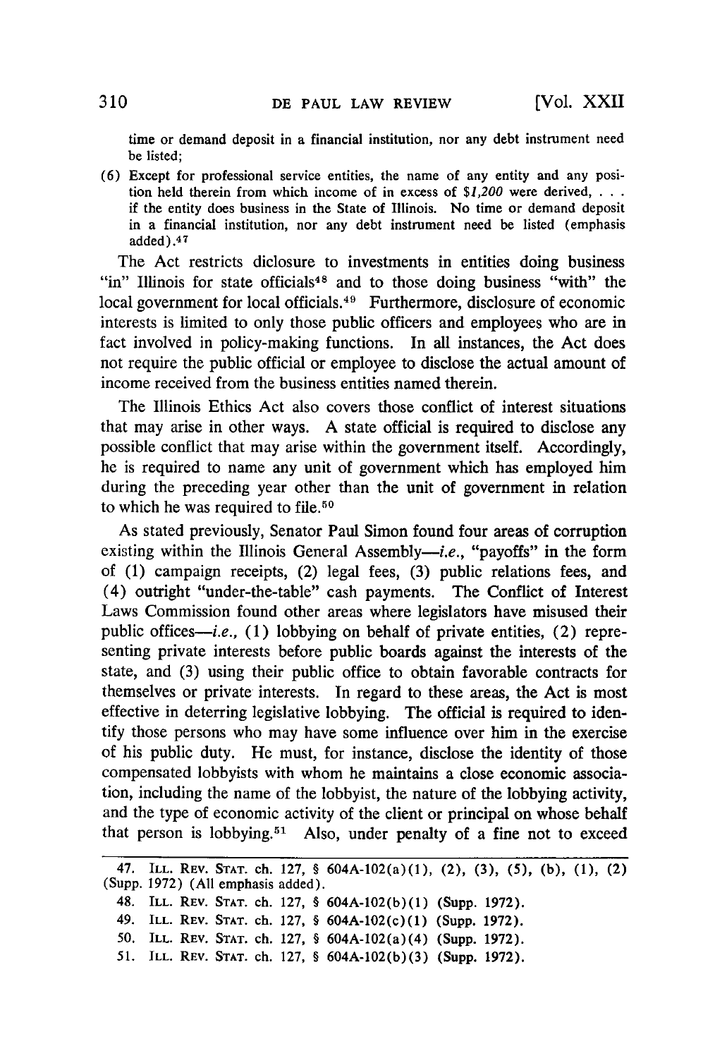time or demand deposit in a financial institution, nor any debt instrument need be listed;

(6) Except for professional service entities, the name of any entity and any position held therein from which income of in excess of *$1,200* were derived, . . . if the entity does business in the State of Illinois. No time or demand deposit in a financial institution, nor any debt instrument need be listed (emphasis added).[47]

The Act restricts diclosure to investments in entities doing business "in" Illinois for state officials[48] and to those doing business "with" the local government for local officials.[49] Furthermore, disclosure of economic interests is limited to only those public officers and employees who are in fact involved in policy-making functions. In all instances, the Act does not require the public official or employee to disclose the actual amount of income received from the business entities named therein.

The Illinois Ethics Act also covers those conflict of interest situations that may arise in other ways. A state official is required to disclose any possible conflict that may arise within the government itself. Accordingly, he is required to name any unit of government which has employed him during the preceding year other than the unit of government in relation to which he was required to file.[50]

As stated previously, Senator Paul Simon found four areas of corruption existing within the Illinois General Assembly—*i.e.*, "payoffs" in the form of (1) campaign receipts, (2) legal fees, (3) public relations fees, and (4) outright "under-the-table" cash payments. The Conflict of Interest Laws Commission found other areas where legislators have misused their public offices—*i.e.*, (1) lobbying on behalf of private entities, (2) representing private interests before public boards against the interests of the state, and (3) using their public office to obtain favorable contracts for themselves or private interests. In regard to these areas, the Act is most effective in deterring legislative lobbying. The official is required to identify those persons who may have some influence over him in the exercise of his public duty. He must, for instance, disclose the identity of those compensated lobbyists with whom he maintains a close economic association, including the name of the lobbyist, the nature of the lobbying activity, and the type of economic activity of the client or principal on whose behalf that person is lobbying.[51] Also, under penalty of a fine not to exceed

---

47. ILL. REV. STAT. ch. 127, § 604A-102(a)(1), (2), (3), (5), (b), (1), (2) (Supp. 1972) (All emphasis added).

48. ILL. REV. STAT. ch. 127, § 604A-102(b)(1) (Supp. 1972).

49. ILL. REV. STAT. ch. 127, § 604A-102(c)(1) (Supp. 1972).

50. ILL. REV. STAT. ch. 127, § 604A-102(a)(4) (Supp. 1972).

51. ILL. REV. STAT. ch. 127, § 604A-102(b)(3) (Supp. 1972).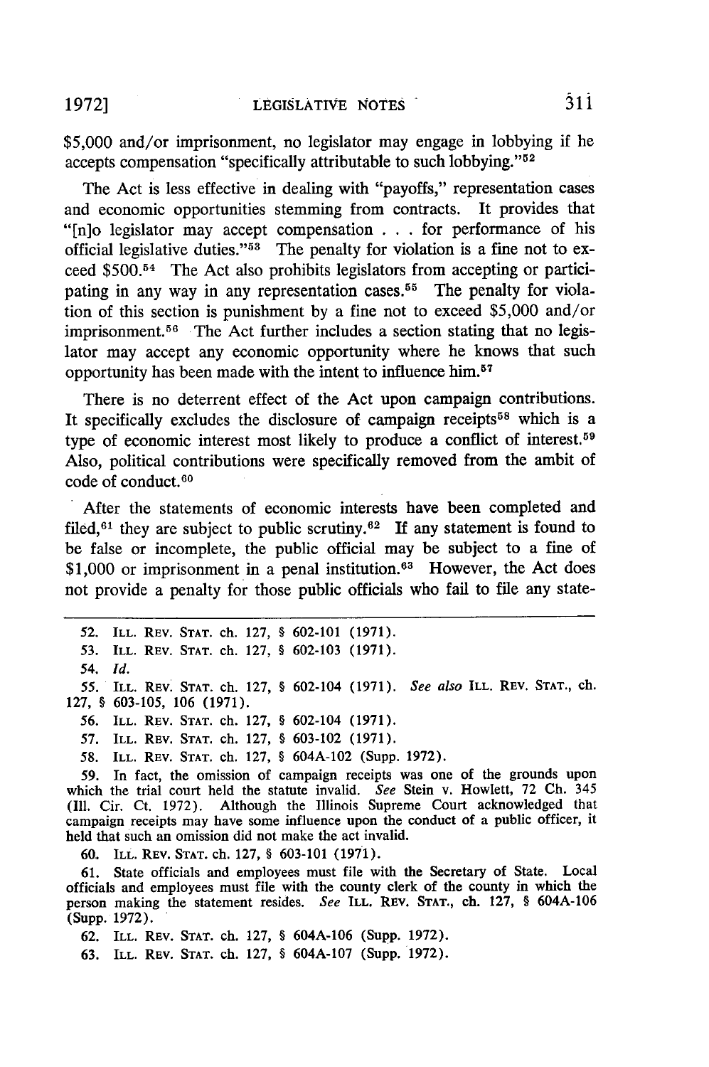$5,000 and/or imprisonment, no legislator may engage in lobbying if he accepts compensation "specifically attributable to such lobbying."[52]

The Act is less effective in dealing with "payoffs," representation cases and economic opportunities stemming from contracts. It provides that "[n]o legislator may accept compensation . . . for performance of his official legislative duties."[53] The penalty for violation is a fine not to exceed $500.[54] The Act also prohibits legislators from accepting or participating in any way in any representation cases.[55] The penalty for violation of this section is punishment by a fine not to exceed $5,000 and/or imprisonment.[56] The Act further includes a section stating that no legislator may accept any economic opportunity where he knows that such opportunity has been made with the intent to influence him.[57]

There is no deterrent effect of the Act upon campaign contributions. It specifically excludes the disclosure of campaign receipts[58] which is a type of economic interest most likely to produce a conflict of interest.[59] Also, political contributions were specifically removed from the ambit of code of conduct.[60]

After the statements of economic interests have been completed and filed,[61] they are subject to public scrutiny.[62] If any statement is found to be false or incomplete, the public official may be subject to a fine of $1,000 or imprisonment in a penal institution.[63] However, the Act does not provide a penalty for those public officials who fail to file any state-

---

52. ILL. REV. STAT. ch. 127, § 602-101 (1971).

53. ILL. REV. STAT. ch. 127, § 602-103 (1971).

54. *Id.*

55. ILL. REV. STAT. ch. 127, § 602-104 (1971). *See also* ILL. REV. STAT., ch. 127, § 603-105, 106 (1971).

56. ILL. REV. STAT. ch. 127, § 602-104 (1971).

57. ILL. REV. STAT. ch. 127, § 603-102 (1971).

58. ILL. REV. STAT. ch. 127, § 604A-102 (Supp. 1972).

59. In fact, the omission of campaign receipts was one of the grounds upon which the trial court held the statute invalid. *See* Stein v. Howlett, 72 Ch. 345 (Ill. Cir. Ct. 1972). Although the Illinois Supreme Court acknowledged that campaign receipts may have some influence upon the conduct of a public officer, it held that such an omission did not make the act invalid.

60. ILL. REV. STAT. ch. 127, § 603-101 (1971).

61. State officials and employees must file with the Secretary of State. Local officials and employees must file with the county clerk of the county in which the person making the statement resides. *See* ILL. REV. STAT., ch. 127, § 604A-106 (Supp. 1972).

62. ILL. REV. STAT. ch. 127, § 604A-106 (Supp. 1972).

63. ILL. REV. STAT. ch. 127, § 604A-107 (Supp. 1972).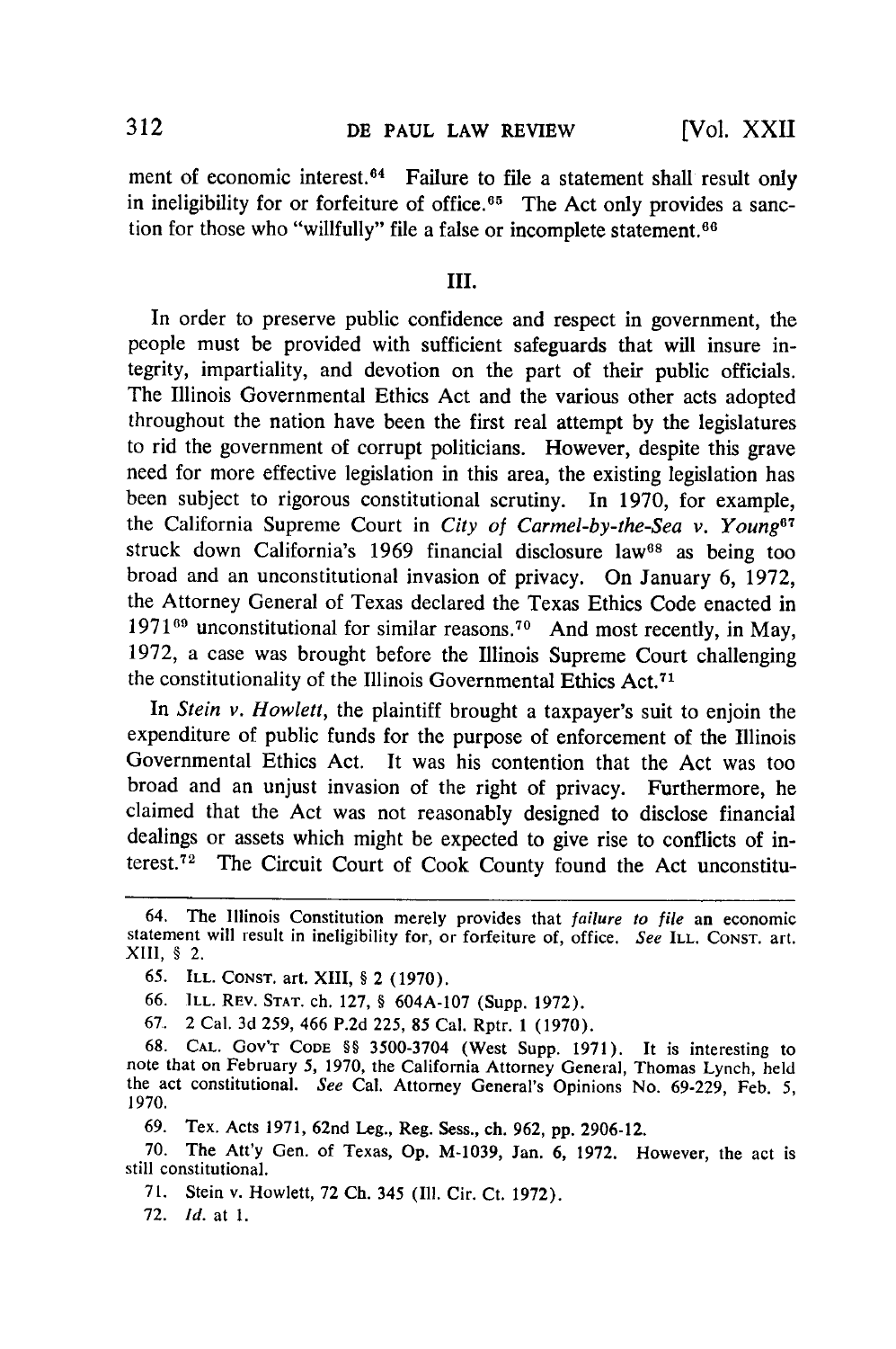ment of economic interest.[64] Failure to file a statement shall result only in ineligibility for or forfeiture of office.[65] The Act only provides a sanction for those who "willfully" file a false or incomplete statement.[66]

## III.

In order to preserve public confidence and respect in government, the people must be provided with sufficient safeguards that will insure integrity, impartiality, and devotion on the part of their public officials. The Illinois Governmental Ethics Act and the various other acts adopted throughout the nation have been the first real attempt by the legislatures to rid the government of corrupt politicians. However, despite this grave need for more effective legislation in this area, the existing legislation has been subject to rigorous constitutional scrutiny. In 1970, for example, the California Supreme Court in *City of Carmel-by-the-Sea v. Young*[67] struck down California's 1969 financial disclosure law[68] as being too broad and an unconstitutional invasion of privacy. On January 6, 1972, the Attorney General of Texas declared the Texas Ethics Code enacted in 1971[69] unconstitutional for similar reasons.[70] And most recently, in May, 1972, a case was brought before the Illinois Supreme Court challenging the constitutionality of the Illinois Governmental Ethics Act.[71]

In *Stein v. Howlett*, the plaintiff brought a taxpayer's suit to enjoin the expenditure of public funds for the purpose of enforcement of the Illinois Governmental Ethics Act. It was his contention that the Act was too broad and an unjust invasion of the right of privacy. Furthermore, he claimed that the Act was not reasonably designed to disclose financial dealings or assets which might be expected to give rise to conflicts of interest.[72] The Circuit Court of Cook County found the Act unconstitu-

---

64. The Illinois Constitution merely provides that *failure to file* an economic statement will result in ineligibility for, or forfeiture of, office. *See* ILL. CONST. art. XIII, § 2.

65. ILL. CONST. art. XIII, § 2 (1970).

66. ILL. REV. STAT. ch. 127, § 604A-107 (Supp. 1972).

67. 2 Cal. 3d 259, 466 P.2d 225, 85 Cal. Rptr. 1 (1970).

68. CAL. GOV'T CODE §§ 3500-3704 (West Supp. 1971). It is interesting to note that on February 5, 1970, the California Attorney General, Thomas Lynch, held the act constitutional. *See* Cal. Attorney General's Opinions No. 69-229, Feb. 5, 1970.

69. Tex. Acts 1971, 62nd Leg., Reg. Sess., ch. 962, pp. 2906-12.

70. The Att'y Gen. of Texas, Op. M-1039, Jan. 6, 1972. However, the act is still constitutional.

71. Stein v. Howlett, 72 Ch. 345 (Ill. Cir. Ct. 1972).

72. *Id.* at 1.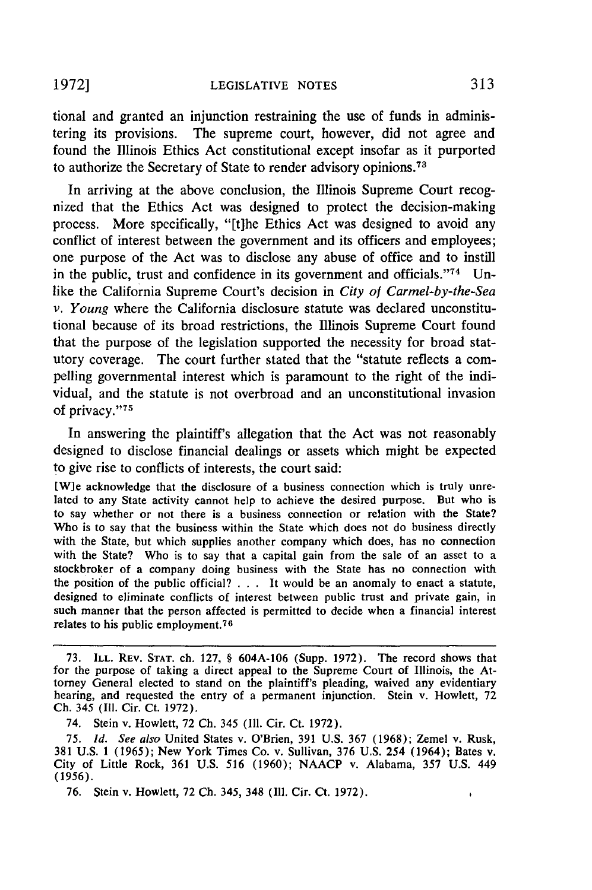tional and granted an injunction restraining the use of funds in administering its provisions. The supreme court, however, did not agree and found the Illinois Ethics Act constitutional except insofar as it purported to authorize the Secretary of State to render advisory opinions.[73]

In arriving at the above conclusion, the Illinois Supreme Court recognized that the Ethics Act was designed to protect the decision-making process. More specifically, "[t]he Ethics Act was designed to avoid any conflict of interest between the government and its officers and employees; one purpose of the Act was to disclose any abuse of office and to instill in the public, trust and confidence in its government and officials."[74] Unlike the California Supreme Court's decision in *City of Carmel-by-the-Sea v. Young* where the California disclosure statute was declared unconstitutional because of its broad restrictions, the Illinois Supreme Court found that the purpose of the legislation supported the necessity for broad statutory coverage. The court further stated that the "statute reflects a compelling governmental interest which is paramount to the right of the individual, and the statute is not overbroad and an unconstitutional invasion of privacy."[75]

In answering the plaintiff's allegation that the Act was not reasonably designed to disclose financial dealings or assets which might be expected to give rise to conflicts of interests, the court said:

> [W]e acknowledge that the disclosure of a business connection which is truly unrelated to any State activity cannot help to achieve the desired purpose. But who is to say whether or not there is a business connection or relation with the State? Who is to say that the business within the State which does not do business directly with the State, but which supplies another company which does, has no connection with the State? Who is to say that a capital gain from the sale of an asset to a stockbroker of a company doing business with the State has no connection with the position of the public official? . . . It would be an anomaly to enact a statute, designed to eliminate conflicts of interest between public trust and private gain, in such manner that the person affected is permitted to decide when a financial interest relates to his public employment.[76]

---

73. ILL. REV. STAT. ch. 127, § 604A-106 (Supp. 1972). The record shows that for the purpose of taking a direct appeal to the Supreme Court of Illinois, the Attorney General elected to stand on the plaintiff's pleading, waived any evidentiary hearing, and requested the entry of a permanent injunction. Stein v. Howlett, 72 Ch. 345 (Ill. Cir. Ct. 1972).

74. Stein v. Howlett, 72 Ch. 345 (Ill. Cir. Ct. 1972).

75. *Id. See also* United States v. O'Brien, 391 U.S. 367 (1968); Zemel v. Rusk, 381 U.S. 1 (1965); New York Times Co. v. Sullivan, 376 U.S. 254 (1964); Bates v. City of Little Rock, 361 U.S. 516 (1960); NAACP v. Alabama, 357 U.S. 449 (1956).

76. Stein v. Howlett, 72 Ch. 345, 348 (Ill. Cir. Ct. 1972).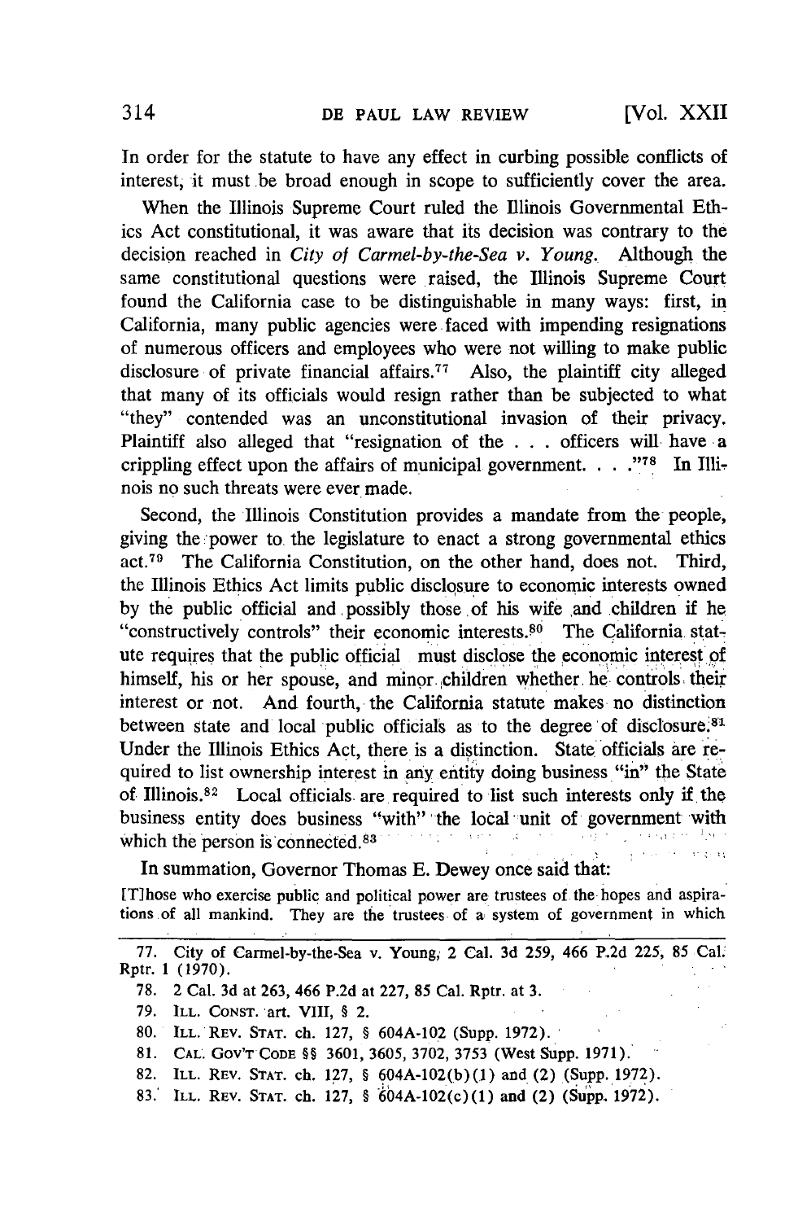In order for the statute to have any effect in curbing possible conflicts of interest, it must be broad enough in scope to sufficiently cover the area.

When the Illinois Supreme Court ruled the Illinois Governmental Ethics Act constitutional, it was aware that its decision was contrary to the decision reached in *City of Carmel-by-the-Sea v. Young.* Although the same constitutional questions were raised, the Illinois Supreme Court found the California case to be distinguishable in many ways: first, in California, many public agencies were faced with impending resignations of numerous officers and employees who were not willing to make public disclosure of private financial affairs.[77] Also, the plaintiff city alleged that many of its officials would resign rather than be subjected to what "they" contended was an unconstitutional invasion of their privacy. Plaintiff also alleged that "resignation of the . . . officers will have a crippling effect upon the affairs of municipal government. . . ."[78] In Illinois no such threats were ever made.

Second, the Illinois Constitution provides a mandate from the people, giving the power to the legislature to enact a strong governmental ethics act.[79] The California Constitution, on the other hand, does not. Third, the Illinois Ethics Act limits public disclosure to economic interests owned by the public official and possibly those of his wife and children if he "constructively controls" their economic interests.[80] The California statute requires that the public official must disclose the economic interest of himself, his or her spouse, and minor children whether he controls their interest or not. And fourth, the California statute makes no distinction between state and local public officials as to the degree of disclosure.[81] Under the Illinois Ethics Act, there is a distinction. State officials are required to list ownership interest in any entity doing business "in" the State of Illinois.[82] Local officials are required to list such interests only if the business entity does business "with" the local unit of government with which the person is connected.[83]

In summation, Governor Thomas E. Dewey once said that:

> [T]hose who exercise public and political power are trustees of the hopes and aspirations of all mankind. They are the trustees of a system of government in which

77. City of Carmel-by-the-Sea v. Young, 2 Cal. 3d 259, 466 P.2d 225, 85 Cal. Rptr. 1 (1970).

78. 2 Cal. 3d at 263, 466 P.2d at 227, 85 Cal. Rptr. at 3.

79. ILL. CONST. art. VIII, § 2.

80. ILL. REV. STAT. ch. 127, § 604A-102 (Supp. 1972).

81. CAL. GOV'T CODE §§ 3601, 3605, 3702, 3753 (West Supp. 1971).

82. ILL. REV. STAT. ch. 127, § 604A-102(b)(1) and (2) (Supp. 1972).

83. ILL. REV. STAT. ch. 127, § 604A-102(c)(1) and (2) (Supp. 1972).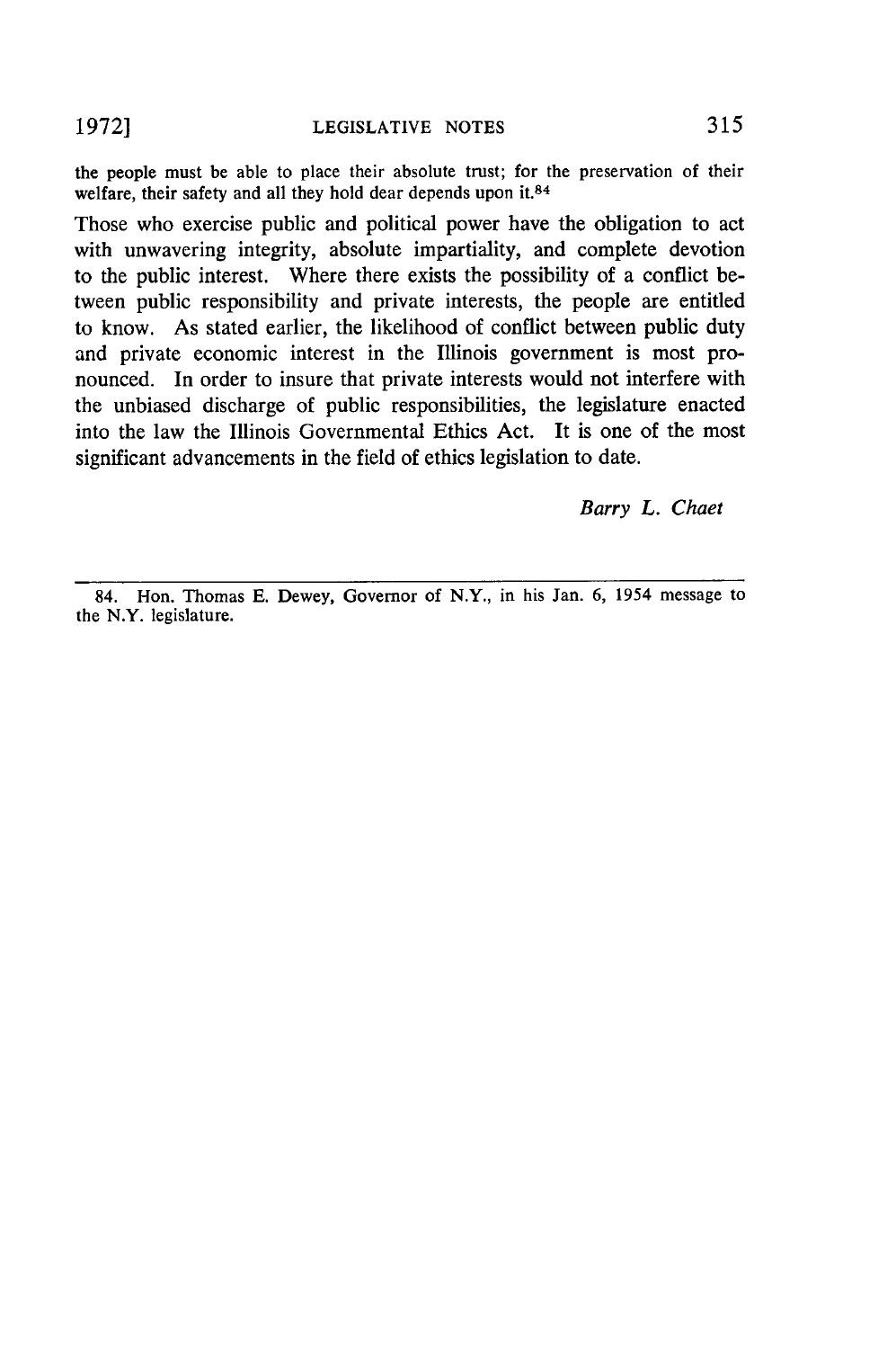the people must be able to place their absolute trust; for the preservation of their welfare, their safety and all they hold dear depends upon it.[84]

Those who exercise public and political power have the obligation to act with unwavering integrity, absolute impartiality, and complete devotion to the public interest. Where there exists the possibility of a conflict between public responsibility and private interests, the people are entitled to know. As stated earlier, the likelihood of conflict between public duty and private economic interest in the Illinois government is most pronounced. In order to insure that private interests would not interfere with the unbiased discharge of public responsibilities, the legislature enacted into the law the Illinois Governmental Ethics Act. It is one of the most significant advancements in the field of ethics legislation to date.

*Barry L. Chaet*

---

84. Hon. Thomas E. Dewey, Governor of N.Y., in his Jan. 6, 1954 message to the N.Y. legislature.